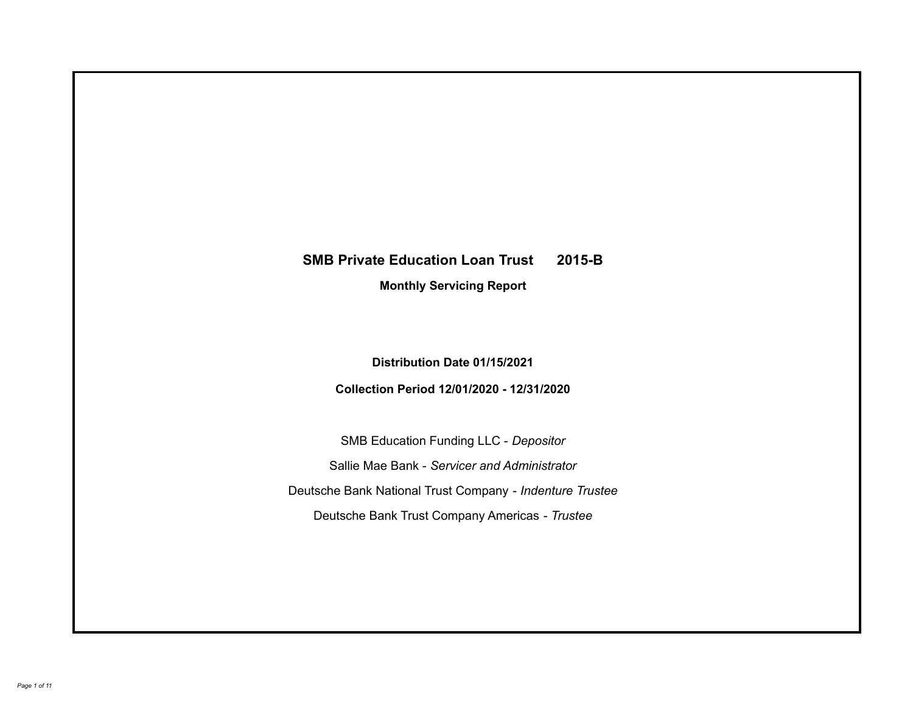# SMB Private Education Loan Trust 2015-B

**Monthly Servicing Report**

**Distribution Date 01/15/2021**

**Collection Period 12/01/2020 - 12/31/2020**

SMB Education Funding LLC - *Depositor*

Sallie Mae Bank - *Servicer and Administrator*

Deutsche Bank National Trust Company - *Indenture Trustee*

Deutsche Bank Trust Company Americas - *Trustee*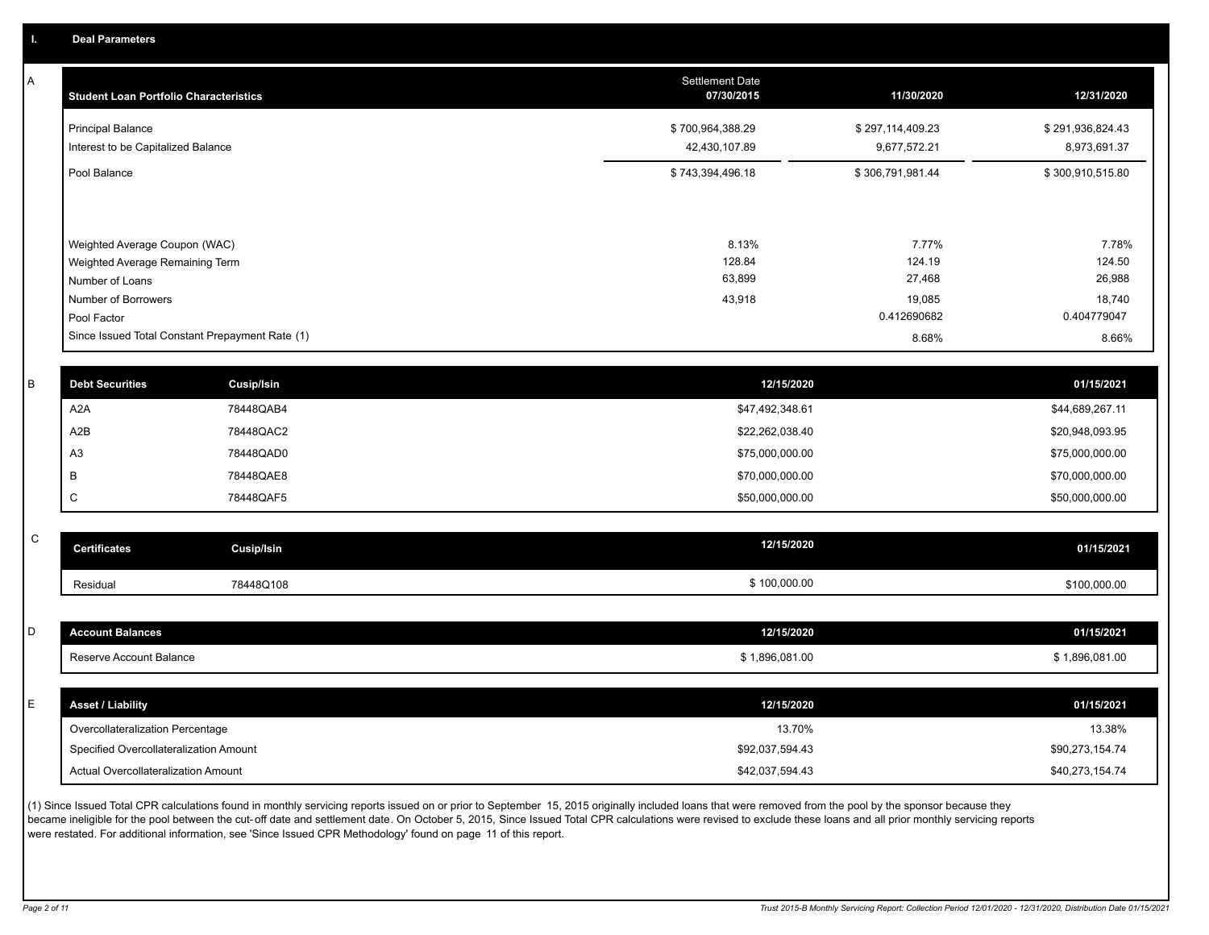## I. Deal Parameters

### A

| Student Loan Portfolio Characteristics | Settlement Date 07/30/2015 | 11/30/2020 | 12/31/2020 |
|---|---|---|---|
| Principal Balance | $ 700,964,388.29 | $ 297,114,409.23 | $ 291,936,824.43 |
| Interest to be Capitalized Balance | 42,430,107.89 | 9,677,572.21 | 8,973,691.37 |
| Pool Balance | $ 743,394,496.18 | $ 306,791,981.44 | $ 300,910,515.80 |
| Weighted Average Coupon (WAC) | 8.13% | 7.77% | 7.78% |
| Weighted Average Remaining Term | 128.84 | 124.19 | 124.50 |
| Number of Loans | 63,899 | 27,468 | 26,988 |
| Number of Borrowers | 43,918 | 19,085 | 18,740 |
| Pool Factor | | 0.412690682 | 0.404779047 |
| Since Issued Total Constant Prepayment Rate (1) | | 8.68% | 8.66% |

### B

| Debt Securities | Cusip/Isin | 12/15/2020 | 01/15/2021 |
|---|---|---|---|
| A2A | 78448QAB4 | $47,492,348.61 | $44,689,267.11 |
| A2B | 78448QAC2 | $22,262,038.40 | $20,948,093.95 |
| A3 | 78448QAD0 | $75,000,000.00 | $75,000,000.00 |
| B | 78448QAE8 | $70,000,000.00 | $70,000,000.00 |
| C | 78448QAF5 | $50,000,000.00 | $50,000,000.00 |

### C

| Certificates | Cusip/Isin | 12/15/2020 | 01/15/2021 |
|---|---|---|---|
| Residual | 78448Q108 | $ 100,000.00 | $100,000.00 |

### D

| Account Balances | 12/15/2020 | 01/15/2021 |
|---|---|---|
| Reserve Account Balance | $ 1,896,081.00 | $ 1,896,081.00 |

### E

| Asset / Liability | 12/15/2020 | 01/15/2021 |
|---|---|---|
| Overcollateralization Percentage | 13.70% | 13.38% |
| Specified Overcollateralization Amount | $92,037,594.43 | $90,273,154.74 |
| Actual Overcollateralization Amount | $42,037,594.43 | $40,273,154.74 |

(1) Since Issued Total CPR calculations found in monthly servicing reports issued on or prior to September 15, 2015 originally included loans that were removed from the pool by the sponsor because they became ineligible for the pool between the cut-off date and settlement date. On October 5, 2015, Since Issued Total CPR calculations were revised to exclude these loans and all prior monthly servicing reports were restated. For additional information, see 'Since Issued CPR Methodology' found on page 11 of this report.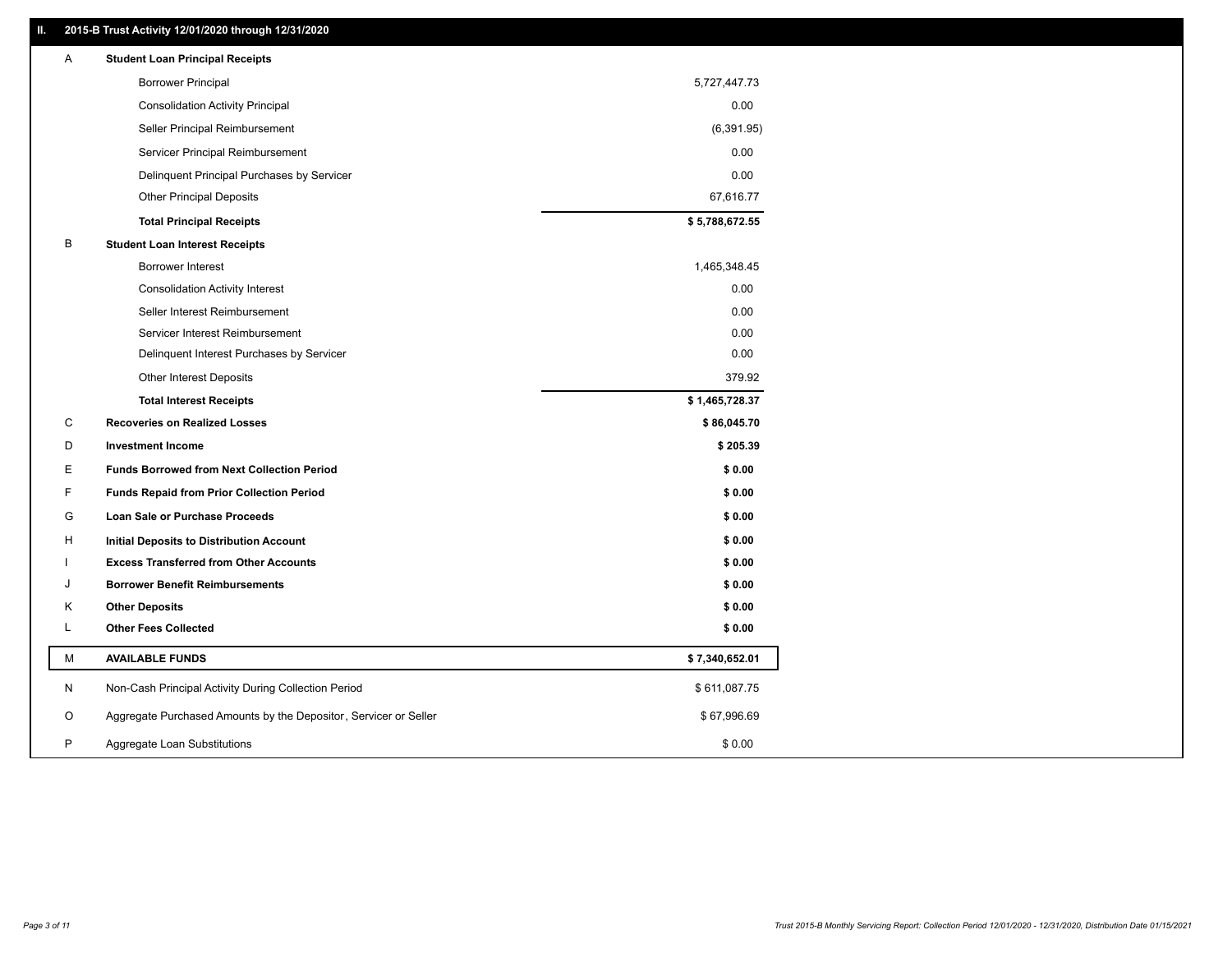## II. 2015-B Trust Activity 12/01/2020 through 12/31/2020

| | | |
|---|---|---|
| A | **Student Loan Principal Receipts** | |
| | Borrower Principal | 5,727,447.73 |
| | Consolidation Activity Principal | 0.00 |
| | Seller Principal Reimbursement | (6,391.95) |
| | Servicer Principal Reimbursement | 0.00 |
| | Delinquent Principal Purchases by Servicer | 0.00 |
| | Other Principal Deposits | 67,616.77 |
| | **Total Principal Receipts** | **$ 5,788,672.55** |
| B | **Student Loan Interest Receipts** | |
| | Borrower Interest | 1,465,348.45 |
| | Consolidation Activity Interest | 0.00 |
| | Seller Interest Reimbursement | 0.00 |
| | Servicer Interest Reimbursement | 0.00 |
| | Delinquent Interest Purchases by Servicer | 0.00 |
| | Other Interest Deposits | 379.92 |
| | **Total Interest Receipts** | **$ 1,465,728.37** |
| C | **Recoveries on Realized Losses** | **$ 86,045.70** |
| D | **Investment Income** | **$ 205.39** |
| E | **Funds Borrowed from Next Collection Period** | **$ 0.00** |
| F | **Funds Repaid from Prior Collection Period** | **$ 0.00** |
| G | **Loan Sale or Purchase Proceeds** | **$ 0.00** |
| H | **Initial Deposits to Distribution Account** | **$ 0.00** |
| I | **Excess Transferred from Other Accounts** | **$ 0.00** |
| J | **Borrower Benefit Reimbursements** | **$ 0.00** |
| K | **Other Deposits** | **$ 0.00** |
| L | **Other Fees Collected** | **$ 0.00** |
| M | **AVAILABLE FUNDS** | **$ 7,340,652.01** |
| N | Non-Cash Principal Activity During Collection Period | $ 611,087.75 |
| O | Aggregate Purchased Amounts by the Depositor, Servicer or Seller | $ 67,996.69 |
| P | Aggregate Loan Substitutions | $ 0.00 |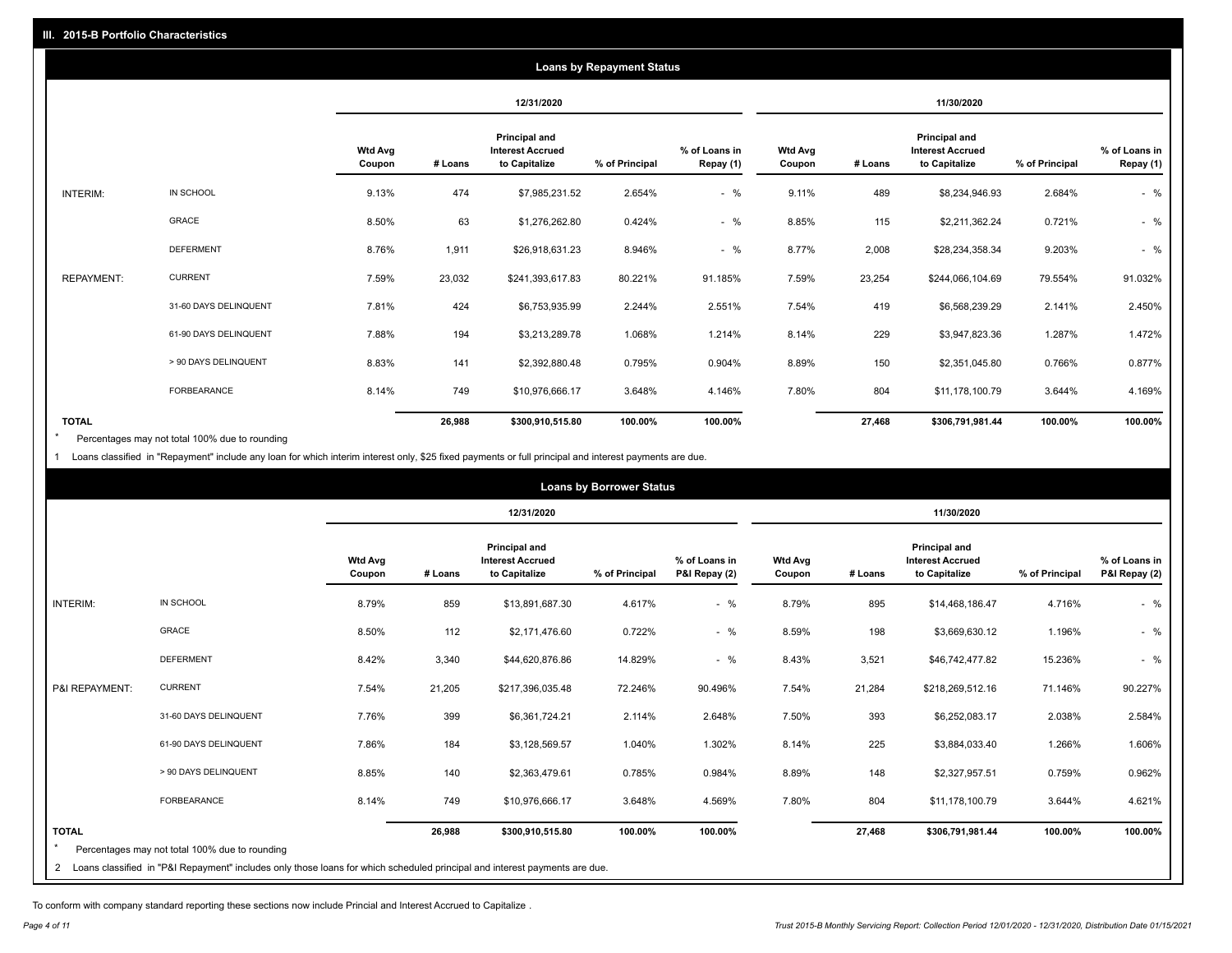## III. 2015-B Portfolio Characteristics

### Loans by Repayment Status

| | | 12/31/2020 | | | | | 11/30/2020 | | | | |
|---|---|---|---|---|---|---|---|---|---|---|---|
| | | Wtd Avg Coupon | # Loans | Principal and Interest Accrued to Capitalize | % of Principal | % of Loans in Repay (1) | Wtd Avg Coupon | # Loans | Principal and Interest Accrued to Capitalize | % of Principal | % of Loans in Repay (1) |
| INTERIM: | IN SCHOOL | 9.13% | 474 | $7,985,231.52 | 2.654% | - % | 9.11% | 489 | $8,234,946.93 | 2.684% | - % |
| | GRACE | 8.50% | 63 | $1,276,262.80 | 0.424% | - % | 8.85% | 115 | $2,211,362.24 | 0.721% | - % |
| | DEFERMENT | 8.76% | 1,911 | $26,918,631.23 | 8.946% | - % | 8.77% | 2,008 | $28,234,358.34 | 9.203% | - % |
| REPAYMENT: | CURRENT | 7.59% | 23,032 | $241,393,617.83 | 80.221% | 91.185% | 7.59% | 23,254 | $244,066,104.69 | 79.554% | 91.032% |
| | 31-60 DAYS DELINQUENT | 7.81% | 424 | $6,753,935.99 | 2.244% | 2.551% | 7.54% | 419 | $6,568,239.29 | 2.141% | 2.450% |
| | 61-90 DAYS DELINQUENT | 7.88% | 194 | $3,213,289.78 | 1.068% | 1.214% | 8.14% | 229 | $3,947,823.36 | 1.287% | 1.472% |
| | > 90 DAYS DELINQUENT | 8.83% | 141 | $2,392,880.48 | 0.795% | 0.904% | 8.89% | 150 | $2,351,045.80 | 0.766% | 0.877% |
| | FORBEARANCE | 8.14% | 749 | $10,976,666.17 | 3.648% | 4.146% | 7.80% | 804 | $11,178,100.79 | 3.644% | 4.169% |
| TOTAL | | | 26,988 | $300,910,515.80 | 100.00% | 100.00% | | 27,468 | $306,791,981.44 | 100.00% | 100.00% |

\* Percentages may not total 100% due to rounding

1 Loans classified in "Repayment" include any loan for which interim interest only, $25 fixed payments or full principal and interest payments are due.

### Loans by Borrower Status

| | | 12/31/2020 | | | | | 11/30/2020 | | | | |
|---|---|---|---|---|---|---|---|---|---|---|---|
| | | Wtd Avg Coupon | # Loans | Principal and Interest Accrued to Capitalize | % of Principal | % of Loans in P&I Repay (2) | Wtd Avg Coupon | # Loans | Principal and Interest Accrued to Capitalize | % of Principal | % of Loans in P&I Repay (2) |
| INTERIM: | IN SCHOOL | 8.79% | 859 | $13,891,687.30 | 4.617% | - % | 8.79% | 895 | $14,468,186.47 | 4.716% | - % |
| | GRACE | 8.50% | 112 | $2,171,476.60 | 0.722% | - % | 8.59% | 198 | $3,669,630.12 | 1.196% | - % |
| | DEFERMENT | 8.42% | 3,340 | $44,620,876.86 | 14.829% | - % | 8.43% | 3,521 | $46,742,477.82 | 15.236% | - % |
| P&I REPAYMENT: | CURRENT | 7.54% | 21,205 | $217,396,035.48 | 72.246% | 90.496% | 7.54% | 21,284 | $218,269,512.16 | 71.146% | 90.227% |
| | 31-60 DAYS DELINQUENT | 7.76% | 399 | $6,361,724.21 | 2.114% | 2.648% | 7.50% | 393 | $6,252,083.17 | 2.038% | 2.584% |
| | 61-90 DAYS DELINQUENT | 7.86% | 184 | $3,128,569.57 | 1.040% | 1.302% | 8.14% | 225 | $3,884,033.40 | 1.266% | 1.606% |
| | > 90 DAYS DELINQUENT | 8.85% | 140 | $2,363,479.61 | 0.785% | 0.984% | 8.89% | 148 | $2,327,957.51 | 0.759% | 0.962% |
| | FORBEARANCE | 8.14% | 749 | $10,976,666.17 | 3.648% | 4.569% | 7.80% | 804 | $11,178,100.79 | 3.644% | 4.621% |
| TOTAL | | | 26,988 | $300,910,515.80 | 100.00% | 100.00% | | 27,468 | $306,791,981.44 | 100.00% | 100.00% |

\* Percentages may not total 100% due to rounding

2 Loans classified in "P&I Repayment" includes only those loans for which scheduled principal and interest payments are due.

To conform with company standard reporting these sections now include Princial and Interest Accrued to Capitalize .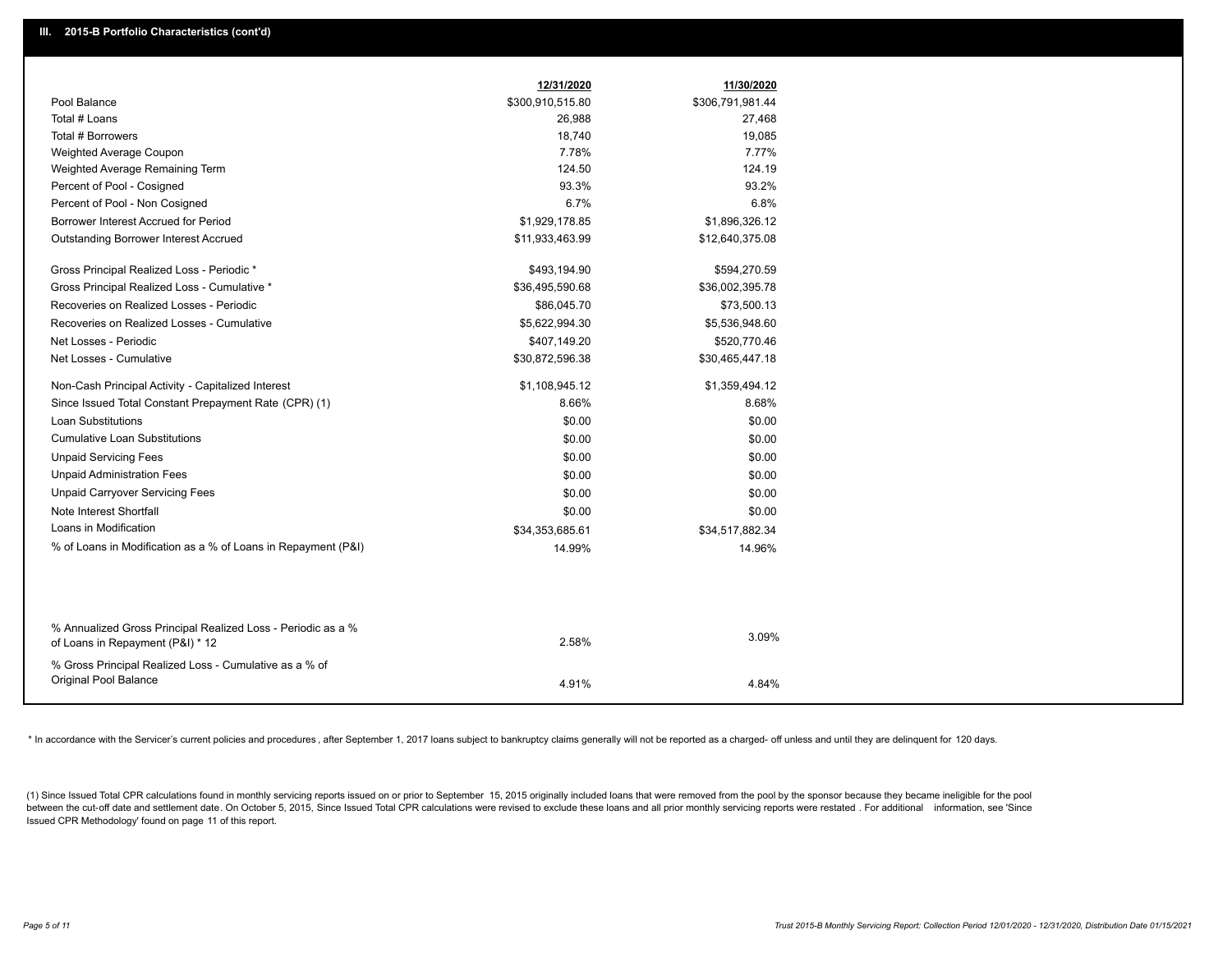## III. 2015-B Portfolio Characteristics (cont'd)

| | 12/31/2020 | 11/30/2020 |
|---|---|---|
| Pool Balance | $300,910,515.80 | $306,791,981.44 |
| Total # Loans | 26,988 | 27,468 |
| Total # Borrowers | 18,740 | 19,085 |
| Weighted Average Coupon | 7.78% | 7.77% |
| Weighted Average Remaining Term | 124.50 | 124.19 |
| Percent of Pool - Cosigned | 93.3% | 93.2% |
| Percent of Pool - Non Cosigned | 6.7% | 6.8% |
| Borrower Interest Accrued for Period | $1,929,178.85 | $1,896,326.12 |
| Outstanding Borrower Interest Accrued | $11,933,463.99 | $12,640,375.08 |
| Gross Principal Realized Loss - Periodic * | $493,194.90 | $594,270.59 |
| Gross Principal Realized Loss - Cumulative * | $36,495,590.68 | $36,002,395.78 |
| Recoveries on Realized Losses - Periodic | $86,045.70 | $73,500.13 |
| Recoveries on Realized Losses - Cumulative | $5,622,994.30 | $5,536,948.60 |
| Net Losses - Periodic | $407,149.20 | $520,770.46 |
| Net Losses - Cumulative | $30,872,596.38 | $30,465,447.18 |
| Non-Cash Principal Activity - Capitalized Interest | $1,108,945.12 | $1,359,494.12 |
| Since Issued Total Constant Prepayment Rate (CPR) (1) | 8.66% | 8.68% |
| Loan Substitutions | $0.00 | $0.00 |
| Cumulative Loan Substitutions | $0.00 | $0.00 |
| Unpaid Servicing Fees | $0.00 | $0.00 |
| Unpaid Administration Fees | $0.00 | $0.00 |
| Unpaid Carryover Servicing Fees | $0.00 | $0.00 |
| Note Interest Shortfall | $0.00 | $0.00 |
| Loans in Modification | $34,353,685.61 | $34,517,882.34 |
| % of Loans in Modification as a % of Loans in Repayment (P&I) | 14.99% | 14.96% |
| % Annualized Gross Principal Realized Loss - Periodic as a % of Loans in Repayment (P&I) * 12 | 2.58% | 3.09% |
| % Gross Principal Realized Loss - Cumulative as a % of Original Pool Balance | 4.91% | 4.84% |

* In accordance with the Servicer's current policies and procedures, after September 1, 2017 loans subject to bankruptcy claims generally will not be reported as a charged- off unless and until they are delinquent for 120 days.

(1) Since Issued Total CPR calculations found in monthly servicing reports issued on or prior to September 15, 2015 originally included loans that were removed from the pool by the sponsor because they became ineligible for the pool between the cut-off date and settlement date. On October 5, 2015, Since Issued Total CPR calculations were revised to exclude these loans and all prior monthly servicing reports were restated . For additional information, see 'Since Issued CPR Methodology' found on page 11 of this report.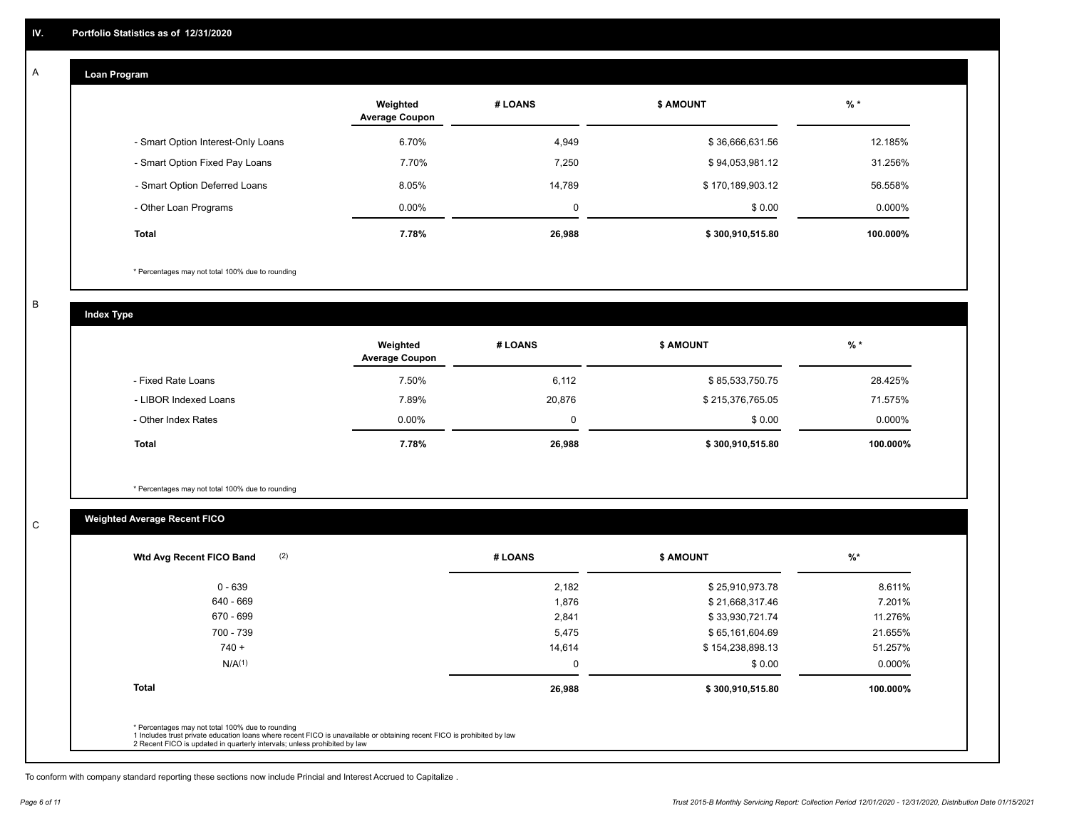## IV. Portfolio Statistics as of 12/31/2020

### A

#### Loan Program

| | Weighted Average Coupon | # LOANS | $ AMOUNT | % * |
|---|---|---|---|---|
| - Smart Option Interest-Only Loans | 6.70% | 4,949 | $ 36,666,631.56 | 12.185% |
| - Smart Option Fixed Pay Loans | 7.70% | 7,250 | $ 94,053,981.12 | 31.256% |
| - Smart Option Deferred Loans | 8.05% | 14,789 | $ 170,189,903.12 | 56.558% |
| - Other Loan Programs | 0.00% | 0 | $ 0.00 | 0.000% |
| **Total** | **7.78%** | **26,988** | **$ 300,910,515.80** | **100.000%** |

* Percentages may not total 100% due to rounding

### B

#### Index Type

| | Weighted Average Coupon | # LOANS | $ AMOUNT | % * |
|---|---|---|---|---|
| - Fixed Rate Loans | 7.50% | 6,112 | $ 85,533,750.75 | 28.425% |
| - LIBOR Indexed Loans | 7.89% | 20,876 | $ 215,376,765.05 | 71.575% |
| - Other Index Rates | 0.00% | 0 | $ 0.00 | 0.000% |
| **Total** | **7.78%** | **26,988** | **$ 300,910,515.80** | **100.000%** |

* Percentages may not total 100% due to rounding

### C

#### Weighted Average Recent FICO

| Wtd Avg Recent FICO Band (2) | # LOANS | $ AMOUNT | %* |
|---|---|---|---|
| 0 - 639 | 2,182 | $ 25,910,973.78 | 8.611% |
| 640 - 669 | 1,876 | $ 21,668,317.46 | 7.201% |
| 670 - 699 | 2,841 | $ 33,930,721.74 | 11.276% |
| 700 - 739 | 5,475 | $ 65,161,604.69 | 21.655% |
| 740 + | 14,614 | $ 154,238,898.13 | 51.257% |
| N/A(1) | 0 | $ 0.00 | 0.000% |
| **Total** | **26,988** | **$ 300,910,515.80** | **100.000%** |

* Percentages may not total 100% due to rounding
1 Includes trust private education loans where recent FICO is unavailable or obtaining recent FICO is prohibited by law
2 Recent FICO is updated in quarterly intervals; unless prohibited by law

To conform with company standard reporting these sections now include Princial and Interest Accrued to Capitalize .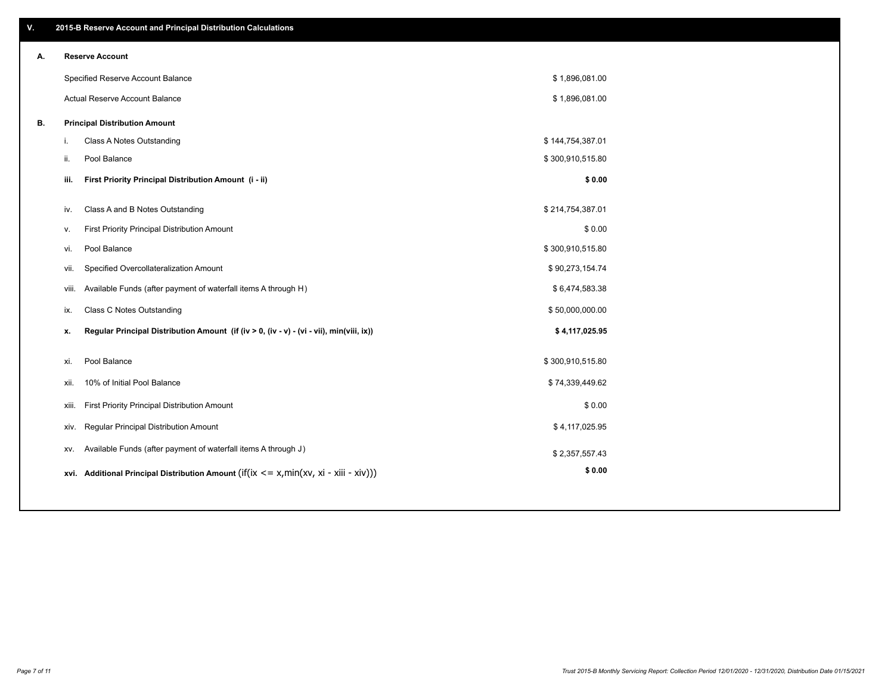## V. 2015-B Reserve Account and Principal Distribution Calculations

### A. Reserve Account

| | |
|---|---|
| Specified Reserve Account Balance | $ 1,896,081.00 |
| Actual Reserve Account Balance | $ 1,896,081.00 |

### B. Principal Distribution Amount

| | | |
|---|---|---|
| i. | Class A Notes Outstanding | $ 144,754,387.01 |
| ii. | Pool Balance | $ 300,910,515.80 |
| **iii.** | **First Priority Principal Distribution Amount (i - ii)** | **$ 0.00** |
| iv. | Class A and B Notes Outstanding | $ 214,754,387.01 |
| v. | First Priority Principal Distribution Amount | $ 0.00 |
| vi. | Pool Balance | $ 300,910,515.80 |
| vii. | Specified Overcollateralization Amount | $ 90,273,154.74 |
| viii. | Available Funds (after payment of waterfall items A through H) | $ 6,474,583.38 |
| ix. | Class C Notes Outstanding | $ 50,000,000.00 |
| **x.** | **Regular Principal Distribution Amount (if (iv > 0, (iv - v) - (vi - vii), min(viii, ix))** | **$ 4,117,025.95** |
| xi. | Pool Balance | $ 300,910,515.80 |
| xii. | 10% of Initial Pool Balance | $ 74,339,449.62 |
| xiii. | First Priority Principal Distribution Amount | $ 0.00 |
| xiv. | Regular Principal Distribution Amount | $ 4,117,025.95 |
| xv. | Available Funds (after payment of waterfall items A through J) | $ 2,357,557.43 |
| **xvi.** | **Additional Principal Distribution Amount** (if(ix <= x,min(xv, xi - xiii - xiv))) | **$ 0.00** |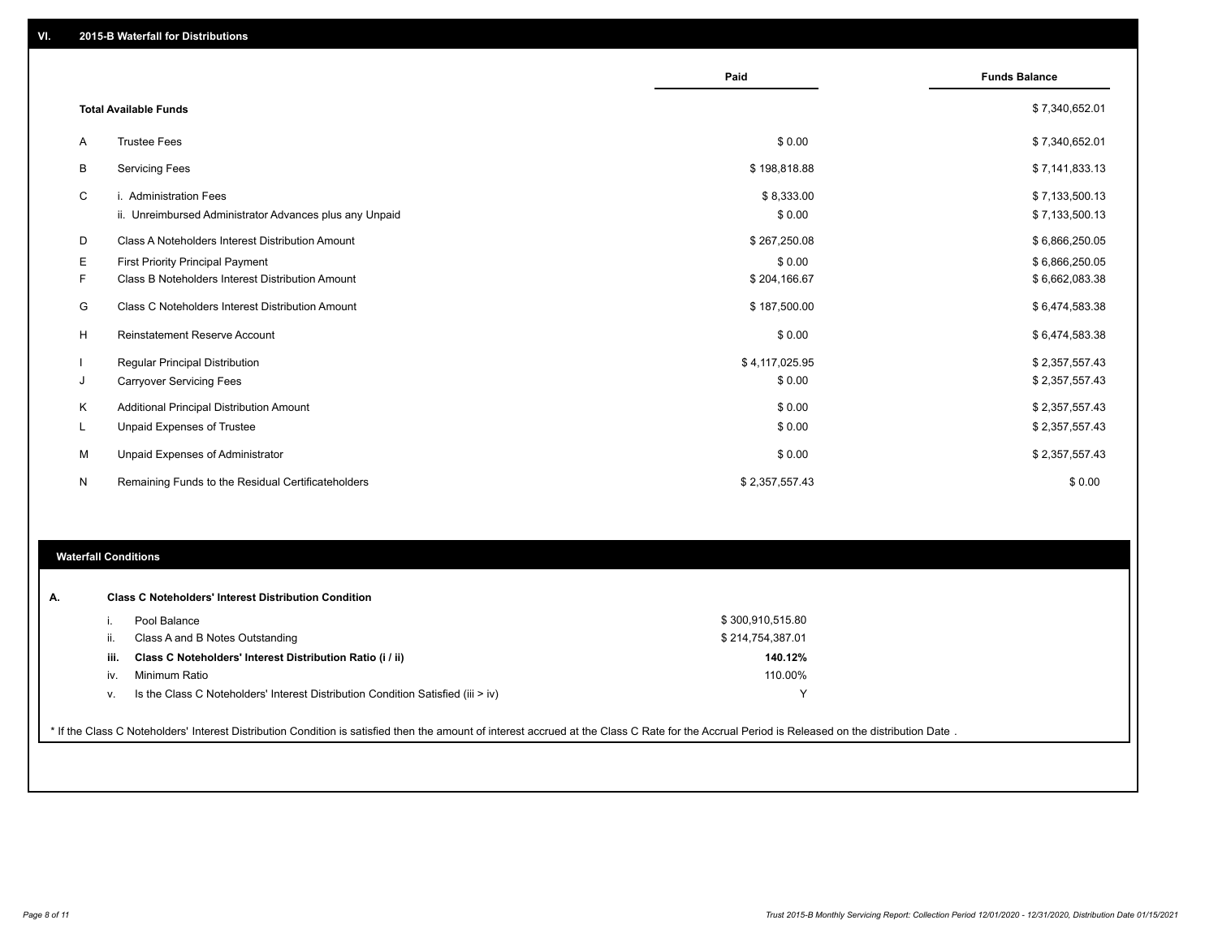## VI. 2015-B Waterfall for Distributions

| | | Paid | Funds Balance |
|---|---|---|---|
| | **Total Available Funds** | | $ 7,340,652.01 |
| A | Trustee Fees | $ 0.00 | $ 7,340,652.01 |
| B | Servicing Fees | $ 198,818.88 | $ 7,141,833.13 |
| C | i. Administration Fees | $ 8,333.00 | $ 7,133,500.13 |
| | ii. Unreimbursed Administrator Advances plus any Unpaid | $ 0.00 | $ 7,133,500.13 |
| D | Class A Noteholders Interest Distribution Amount | $ 267,250.08 | $ 6,866,250.05 |
| E | First Priority Principal Payment | $ 0.00 | $ 6,866,250.05 |
| F | Class B Noteholders Interest Distribution Amount | $ 204,166.67 | $ 6,662,083.38 |
| G | Class C Noteholders Interest Distribution Amount | $ 187,500.00 | $ 6,474,583.38 |
| H | Reinstatement Reserve Account | $ 0.00 | $ 6,474,583.38 |
| I | Regular Principal Distribution | $ 4,117,025.95 | $ 2,357,557.43 |
| J | Carryover Servicing Fees | $ 0.00 | $ 2,357,557.43 |
| K | Additional Principal Distribution Amount | $ 0.00 | $ 2,357,557.43 |
| L | Unpaid Expenses of Trustee | $ 0.00 | $ 2,357,557.43 |
| M | Unpaid Expenses of Administrator | $ 0.00 | $ 2,357,557.43 |
| N | Remaining Funds to the Residual Certificateholders | $ 2,357,557.43 | $ 0.00 |

### Waterfall Conditions

**A. Class C Noteholders' Interest Distribution Condition**

| | | |
|---|---|---|
| i. | Pool Balance | $ 300,910,515.80 |
| ii. | Class A and B Notes Outstanding | $ 214,754,387.01 |
| **iii.** | **Class C Noteholders' Interest Distribution Ratio (i / ii)** | **140.12%** |
| iv. | Minimum Ratio | 110.00% |
| v. | Is the Class C Noteholders' Interest Distribution Condition Satisfied (iii > iv) | Y |

* If the Class C Noteholders' Interest Distribution Condition is satisfied then the amount of interest accrued at the Class C Rate for the Accrual Period is Released on the distribution Date .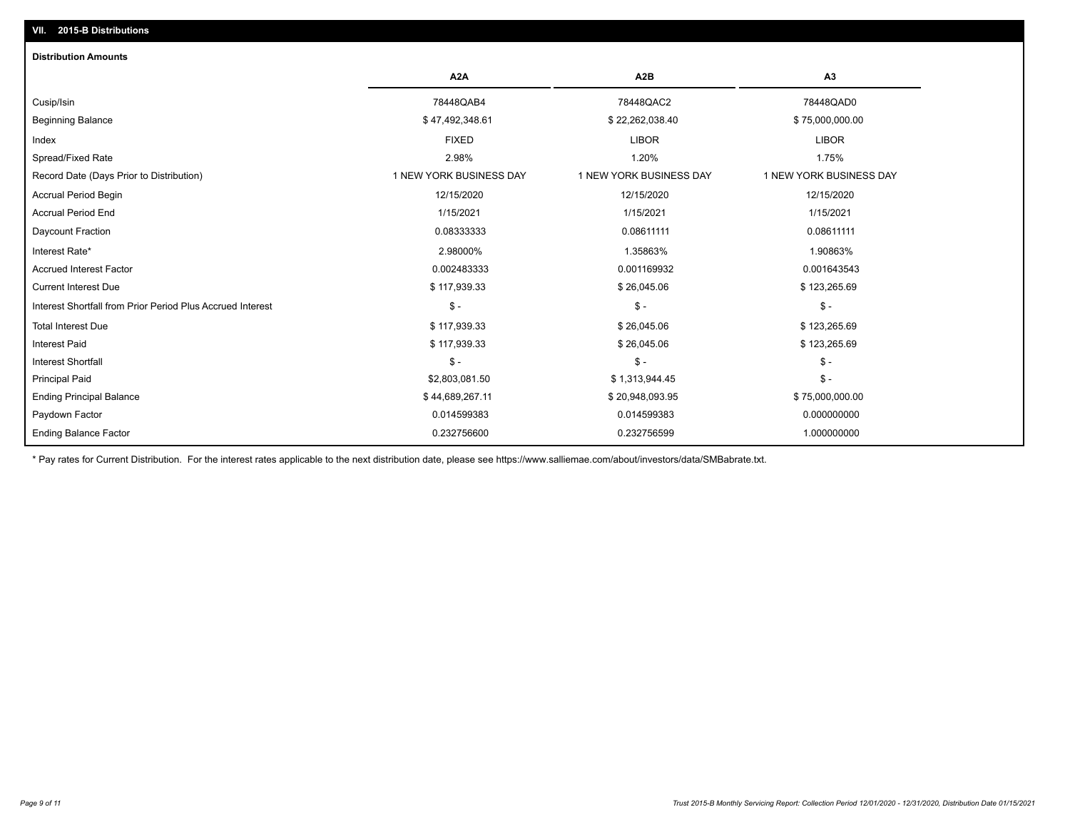## VII. 2015-B Distributions

### Distribution Amounts

| | A2A | A2B | A3 |
|---|---|---|---|
| Cusip/Isin | 78448QAB4 | 78448QAC2 | 78448QAD0 |
| Beginning Balance | $ 47,492,348.61 | $ 22,262,038.40 | $ 75,000,000.00 |
| Index | FIXED | LIBOR | LIBOR |
| Spread/Fixed Rate | 2.98% | 1.20% | 1.75% |
| Record Date (Days Prior to Distribution) | 1 NEW YORK BUSINESS DAY | 1 NEW YORK BUSINESS DAY | 1 NEW YORK BUSINESS DAY |
| Accrual Period Begin | 12/15/2020 | 12/15/2020 | 12/15/2020 |
| Accrual Period End | 1/15/2021 | 1/15/2021 | 1/15/2021 |
| Daycount Fraction | 0.08333333 | 0.08611111 | 0.08611111 |
| Interest Rate* | 2.98000% | 1.35863% | 1.90863% |
| Accrued Interest Factor | 0.002483333 | 0.001169932 | 0.001643543 |
| Current Interest Due | $ 117,939.33 | $ 26,045.06 | $ 123,265.69 |
| Interest Shortfall from Prior Period Plus Accrued Interest | $ - | $ - | $ - |
| Total Interest Due | $ 117,939.33 | $ 26,045.06 | $ 123,265.69 |
| Interest Paid | $ 117,939.33 | $ 26,045.06 | $ 123,265.69 |
| Interest Shortfall | $ - | $ - | $ - |
| Principal Paid | $2,803,081.50 | $ 1,313,944.45 | $ - |
| Ending Principal Balance | $ 44,689,267.11 | $ 20,948,093.95 | $ 75,000,000.00 |
| Paydown Factor | 0.014599383 | 0.014599383 | 0.000000000 |
| Ending Balance Factor | 0.232756600 | 0.232756599 | 1.000000000 |

* Pay rates for Current Distribution. For the interest rates applicable to the next distribution date, please see https://www.salliemae.com/about/investors/data/SMBabrate.txt.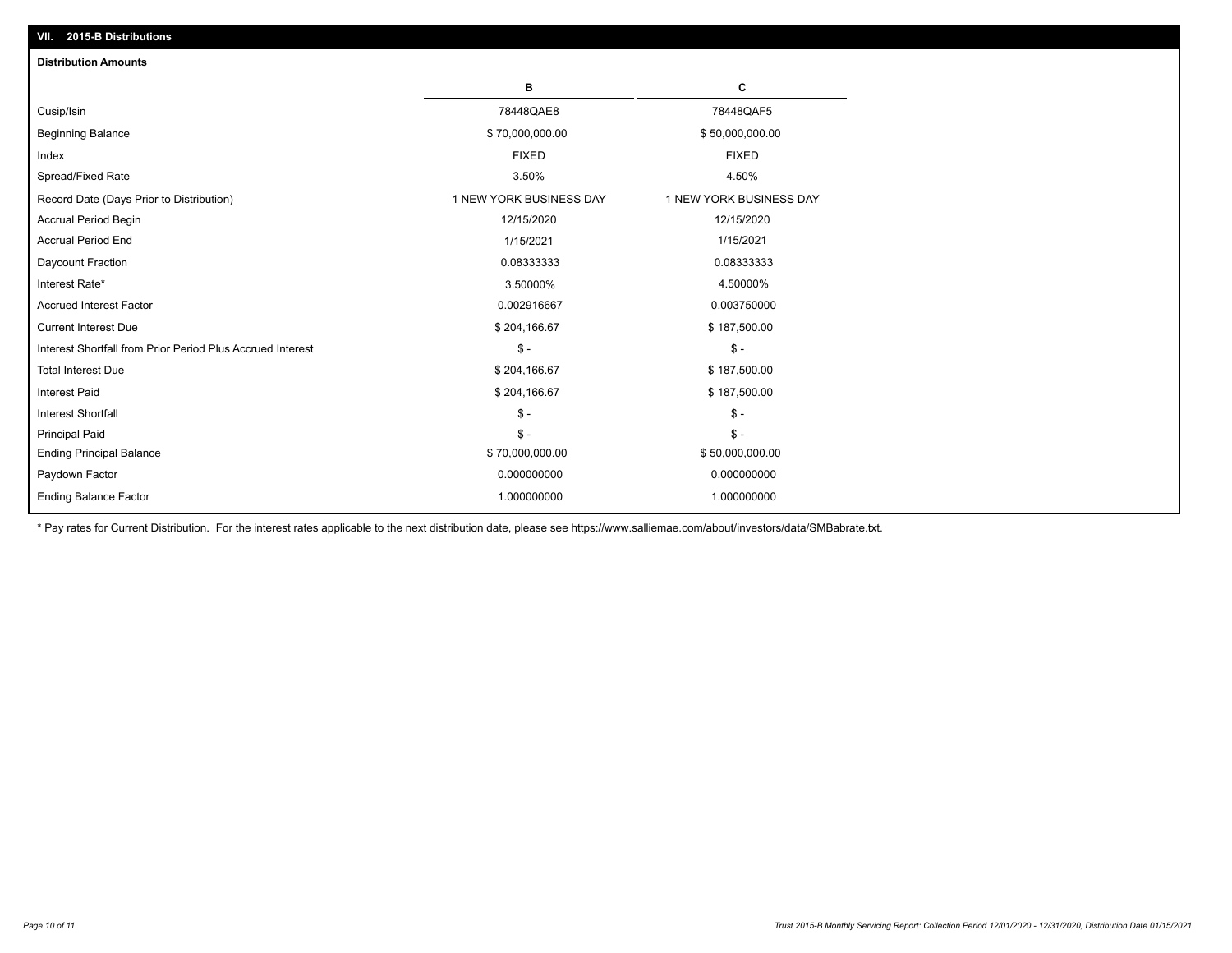## VII. 2015-B Distributions

### Distribution Amounts

| | B | C |
|---|---|---|
| Cusip/Isin | 78448QAE8 | 78448QAF5 |
| Beginning Balance | $ 70,000,000.00 | $ 50,000,000.00 |
| Index | FIXED | FIXED |
| Spread/Fixed Rate | 3.50% | 4.50% |
| Record Date (Days Prior to Distribution) | 1 NEW YORK BUSINESS DAY | 1 NEW YORK BUSINESS DAY |
| Accrual Period Begin | 12/15/2020 | 12/15/2020 |
| Accrual Period End | 1/15/2021 | 1/15/2021 |
| Daycount Fraction | 0.08333333 | 0.08333333 |
| Interest Rate* | 3.50000% | 4.50000% |
| Accrued Interest Factor | 0.002916667 | 0.003750000 |
| Current Interest Due | $ 204,166.67 | $ 187,500.00 |
| Interest Shortfall from Prior Period Plus Accrued Interest | $ - | $ - |
| Total Interest Due | $ 204,166.67 | $ 187,500.00 |
| Interest Paid | $ 204,166.67 | $ 187,500.00 |
| Interest Shortfall | $ - | $ - |
| Principal Paid | $ - | $ - |
| Ending Principal Balance | $ 70,000,000.00 | $ 50,000,000.00 |
| Paydown Factor | 0.000000000 | 0.000000000 |
| Ending Balance Factor | 1.000000000 | 1.000000000 |

* Pay rates for Current Distribution. For the interest rates applicable to the next distribution date, please see https://www.salliemae.com/about/investors/data/SMBabrate.txt.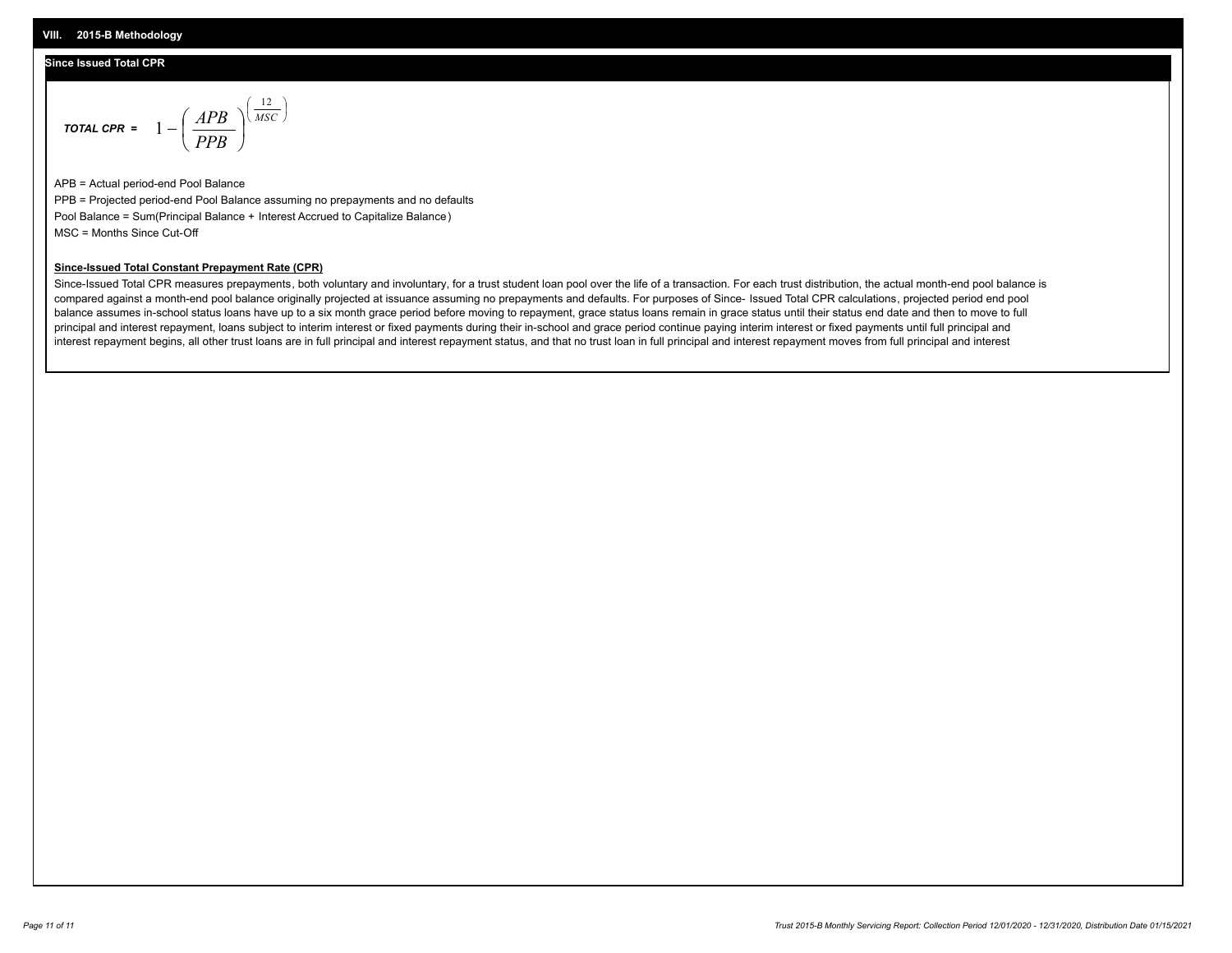## VIII. 2015-B Methodology

### Since Issued Total CPR

$$\textbf{TOTAL CPR} = 1 - \left( \frac{APB}{PPB} \right)^{\left( \frac{12}{MSC} \right)}$$

APB = Actual period-end Pool Balance

PPB = Projected period-end Pool Balance assuming no prepayments and no defaults

Pool Balance = Sum(Principal Balance + Interest Accrued to Capitalize Balance)

MSC = Months Since Cut-Off

**Since-Issued Total Constant Prepayment Rate (CPR)**

Since-Issued Total CPR measures prepayments, both voluntary and involuntary, for a trust student loan pool over the life of a transaction. For each trust distribution, the actual month-end pool balance is compared against a month-end pool balance originally projected at issuance assuming no prepayments and defaults. For purposes of Since- Issued Total CPR calculations, projected period end pool balance assumes in-school status loans have up to a six month grace period before moving to repayment, grace status loans remain in grace status until their status end date and then to move to full principal and interest repayment, loans subject to interim interest or fixed payments during their in-school and grace period continue paying interim interest or fixed payments until full principal and interest repayment begins, all other trust loans are in full principal and interest repayment status, and that no trust loan in full principal and interest repayment moves from full principal and interest